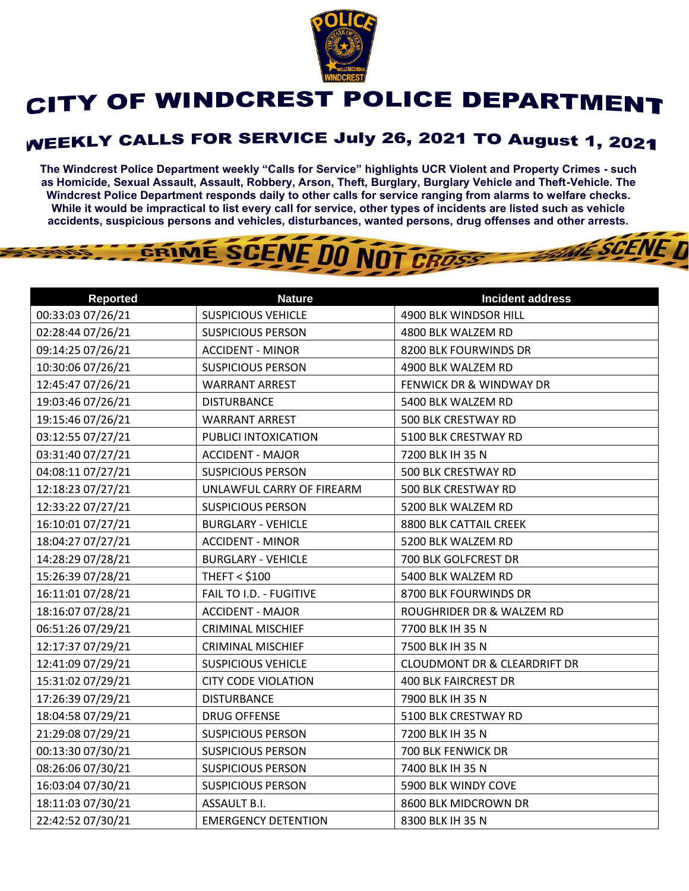# CITY OF WINDCREST POLICE DEPARTMENT

## WEEKLY CALLS FOR SERVICE July 26, 2021 TO August 1, 2021

**The Windcrest Police Department weekly "Calls for Service" highlights UCR Violent and Property Crimes - such as Homicide, Sexual Assault, Assault, Robbery, Arson, Theft, Burglary, Burglary Vehicle and Theft-Vehicle. The Windcrest Police Department responds daily to other calls for service ranging from alarms to welfare checks. While it would be impractical to list every call for service, other types of incidents are listed such as vehicle accidents, suspicious persons and vehicles, disturbances, wanted persons, drug offenses and other arrests.**

| Reported | Nature | Incident address |
|---|---|---|
| 00:33:03 07/26/21 | SUSPICIOUS VEHICLE | 4900 BLK WINDSOR HILL |
| 02:28:44 07/26/21 | SUSPICIOUS PERSON | 4800 BLK WALZEM RD |
| 09:14:25 07/26/21 | ACCIDENT - MINOR | 8200 BLK FOURWINDS DR |
| 10:30:06 07/26/21 | SUSPICIOUS PERSON | 4900 BLK WALZEM RD |
| 12:45:47 07/26/21 | WARRANT ARREST | FENWICK DR & WINDWAY DR |
| 19:03:46 07/26/21 | DISTURBANCE | 5400 BLK WALZEM RD |
| 19:15:46 07/26/21 | WARRANT ARREST | 500 BLK CRESTWAY RD |
| 03:12:55 07/27/21 | PUBLICI INTOXICATION | 5100 BLK CRESTWAY RD |
| 03:31:40 07/27/21 | ACCIDENT - MAJOR | 7200 BLK IH 35 N |
| 04:08:11 07/27/21 | SUSPICIOUS PERSON | 500 BLK CRESTWAY RD |
| 12:18:23 07/27/21 | UNLAWFUL CARRY OF FIREARM | 500 BLK CRESTWAY RD |
| 12:33:22 07/27/21 | SUSPICIOUS PERSON | 5200 BLK WALZEM RD |
| 16:10:01 07/27/21 | BURGLARY - VEHICLE | 8800 BLK CATTAIL CREEK |
| 18:04:27 07/27/21 | ACCIDENT - MINOR | 5200 BLK WALZEM RD |
| 14:28:29 07/28/21 | BURGLARY - VEHICLE | 700 BLK GOLFCREST DR |
| 15:26:39 07/28/21 | THEFT < $100 | 5400 BLK WALZEM RD |
| 16:11:01 07/28/21 | FAIL TO I.D. - FUGITIVE | 8700 BLK FOURWINDS DR |
| 18:16:07 07/28/21 | ACCIDENT - MAJOR | ROUGHRIDER DR & WALZEM RD |
| 06:51:26 07/29/21 | CRIMINAL MISCHIEF | 7700 BLK IH 35 N |
| 12:17:37 07/29/21 | CRIMINAL MISCHIEF | 7500 BLK IH 35 N |
| 12:41:09 07/29/21 | SUSPICIOUS VEHICLE | CLOUDMONT DR & CLEARDRIFT DR |
| 15:31:02 07/29/21 | CITY CODE VIOLATION | 400 BLK FAIRCREST DR |
| 17:26:39 07/29/21 | DISTURBANCE | 7900 BLK IH 35 N |
| 18:04:58 07/29/21 | DRUG OFFENSE | 5100 BLK CRESTWAY RD |
| 21:29:08 07/29/21 | SUSPICIOUS PERSON | 7200 BLK IH 35 N |
| 00:13:30 07/30/21 | SUSPICIOUS PERSON | 700 BLK FENWICK DR |
| 08:26:06 07/30/21 | SUSPICIOUS PERSON | 7400 BLK IH 35 N |
| 16:03:04 07/30/21 | SUSPICIOUS PERSON | 5900 BLK WINDY COVE |
| 18:11:03 07/30/21 | ASSAULT B.I. | 8600 BLK MIDCROWN DR |
| 22:42:52 07/30/21 | EMERGENCY DETENTION | 8300 BLK IH 35 N |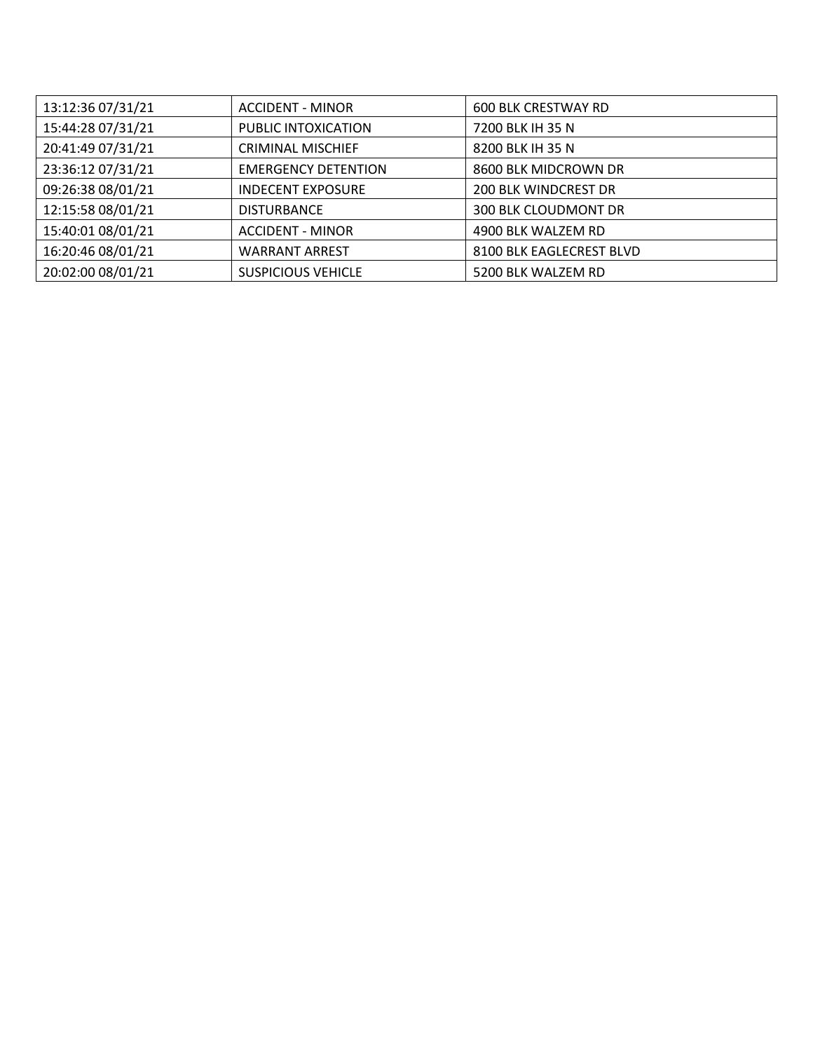| | | |
|---|---|---|
| 13:12:36 07/31/21 | ACCIDENT - MINOR | 600 BLK CRESTWAY RD |
| 15:44:28 07/31/21 | PUBLIC INTOXICATION | 7200 BLK IH 35 N |
| 20:41:49 07/31/21 | CRIMINAL MISCHIEF | 8200 BLK IH 35 N |
| 23:36:12 07/31/21 | EMERGENCY DETENTION | 8600 BLK MIDCROWN DR |
| 09:26:38 08/01/21 | INDECENT EXPOSURE | 200 BLK WINDCREST DR |
| 12:15:58 08/01/21 | DISTURBANCE | 300 BLK CLOUDMONT DR |
| 15:40:01 08/01/21 | ACCIDENT - MINOR | 4900 BLK WALZEM RD |
| 16:20:46 08/01/21 | WARRANT ARREST | 8100 BLK EAGLECREST BLVD |
| 20:02:00 08/01/21 | SUSPICIOUS VEHICLE | 5200 BLK WALZEM RD |